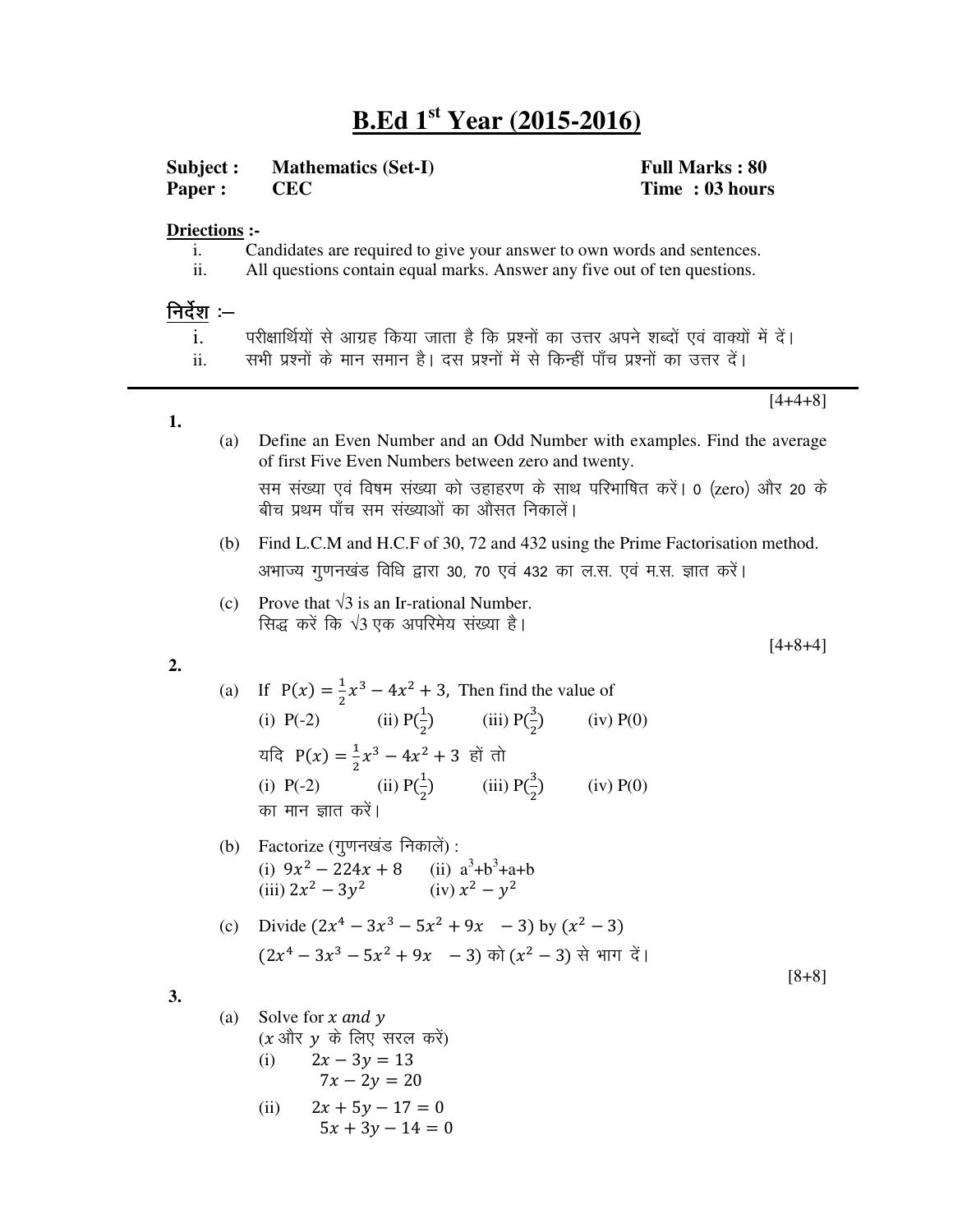# B.Ed 1st Year (2015-2016)

**Subject : Mathematics (Set-I)** **Full Marks : 80**
**Paper : CEC** **Time : 03 hours**

**Driections :-**

i. Candidates are required to give your answer to own words and sentences.
ii. All questions contain equal marks. Answer any five out of ten questions.

**निर्देश :–**

i. परीक्षार्थियों से आग्रह किया जाता है कि प्रश्नों का उत्तर अपने शब्दों एवं वाक्यों में दें।
ii. सभी प्रश्नों के मान समान है। दस प्रश्नों में से किन्हीं पाँच प्रश्नों का उत्तर दें।

---

**1.** [4+4+8]

(a) Define an Even Number and an Odd Number with examples. Find the average of first Five Even Numbers between zero and twenty.

सम संख्या एवं विषम संख्या को उदाहरण के साथ परिभाषित करें। 0 (zero) और 20 के बीच प्रथम पाँच सम संख्याओं का औसत निकालें।

(b) Find L.C.M and H.C.F of 30, 72 and 432 using the Prime Factorisation method.

अभाज्य गुणनखंड विधि द्वारा 30, 70 एवं 432 का ल.स. एवं म.स. ज्ञात करें।

(c) Prove that √3 is an Ir-rational Number.

सिद्ध करें कि √3 एक अपरिमेय संख्या है।

**2.** [4+8+4]

(a) If $P(x) = \frac{1}{2}x^3 - 4x^2 + 3$, Then find the value of

(i) P(-2) (ii) $P(\frac{1}{2})$ (iii) $P(\frac{3}{2})$ (iv) P(0)

यदि $P(x) = \frac{1}{2}x^3 - 4x^2 + 3$ हों तो

(i) P(-2) (ii) $P(\frac{1}{2})$ (iii) $P(\frac{3}{2})$ (iv) P(0)

का मान ज्ञात करें।

(b) Factorize (गुणनखंड निकालें) :

(i) $9x^2 - 224x + 8$ (ii) $a^3+b^3+a+b$
(iii) $2x^2 - 3y^2$ (iv) $x^2 - y^2$

(c) Divide $(2x^4 - 3x^3 - 5x^2 + 9x - 3)$ by $(x^2 - 3)$

$(2x^4 - 3x^3 - 5x^2 + 9x - 3)$ को $(x^2 - 3)$ से भाग दें।

**3.** [8+8]

(a) Solve for $x$ *and* $y$

($x$ और $y$ के लिए सरल करें)

(i)
$$2x - 3y = 13$$
$$7x - 2y = 20$$

(ii)
$$2x + 5y - 17 = 0$$
$$5x + 3y - 14 = 0$$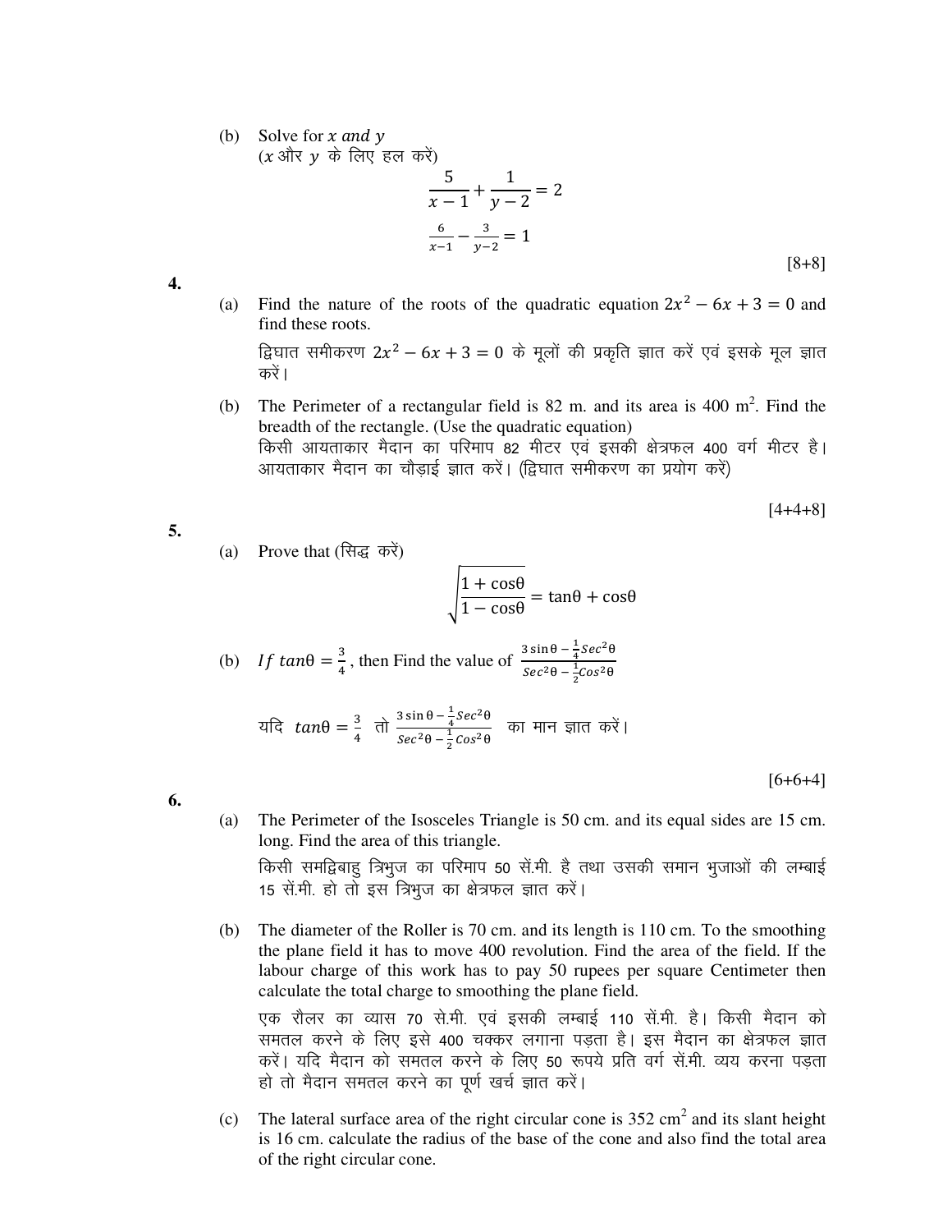(b) Solve for $x$ *and* $y$
($x$ और $y$ के लिए हल करें)

$$\frac{5}{x-1} + \frac{1}{y-2} = 2$$

$$\frac{6}{x-1} - \frac{3}{y-2} = 1$$

[8+8]

**4.**

(a) Find the nature of the roots of the quadratic equation $2x^2 - 6x + 3 = 0$ and find these roots.

द्विघात समीकरण $2x^2 - 6x + 3 = 0$ के मूलों की प्रकृति ज्ञात करें एवं इसके मूल ज्ञात करें।

(b) The Perimeter of a rectangular field is 82 m. and its area is 400 m$^2$. Find the breadth of the rectangle. (Use the quadratic equation)
किसी आयताकार मैदान का परिमाप 82 मीटर एवं इसकी क्षेत्रफल 400 वर्ग मीटर है। आयताकार मैदान का चौड़ाई ज्ञात करें। (द्विघात समीकरण का प्रयोग करें)

[4+4+8]

**5.**

(a) Prove that (सिद्ध करें)

$$\sqrt{\frac{1+\cos\theta}{1-\cos\theta}} = \tan\theta + \cos\theta$$

(b) *If* $tan\theta = \frac{3}{4}$, then Find the value of $\frac{3\sin\theta - \frac{1}{4}Sec^2\theta}{Sec^2\theta - \frac{1}{2}Cos^2\theta}$

यदि $tan\theta = \frac{3}{4}$ तो $\frac{3\sin\theta - \frac{1}{4}Sec^2\theta}{Sec^2\theta - \frac{1}{2}Cos^2\theta}$ का मान ज्ञात करें।

[6+6+4]

**6.**

(a) The Perimeter of the Isosceles Triangle is 50 cm. and its equal sides are 15 cm. long. Find the area of this triangle.

किसी समद्विबाहु त्रिभुज का परिमाप 50 सें.मी. है तथा उसकी समान भुजाओं की लम्बाई 15 सें.मी. हो तो इस त्रिभुज का क्षेत्रफल ज्ञात करें।

(b) The diameter of the Roller is 70 cm. and its length is 110 cm. To the smoothing the plane field it has to move 400 revolution. Find the area of the field. If the labour charge of this work has to pay 50 rupees per square Centimeter then calculate the total charge to smoothing the plane field.

एक रौलर का व्यास 70 से.मी. एवं इसकी लम्बाई 110 सें.मी. है। किसी मैदान को समतल करने के लिए इसे 400 चक्कर लगाना पड़ता है। इस मैदान का क्षेत्रफल ज्ञात करें। यदि मैदान को समतल करने के लिए 50 रूपये प्रति वर्ग सें.मी. व्यय करना पड़ता हो तो मैदान समतल करने का पूर्ण खर्च ज्ञात करें।

(c) The lateral surface area of the right circular cone is 352 cm$^2$ and its slant height is 16 cm. calculate the radius of the base of the cone and also find the total area of the right circular cone.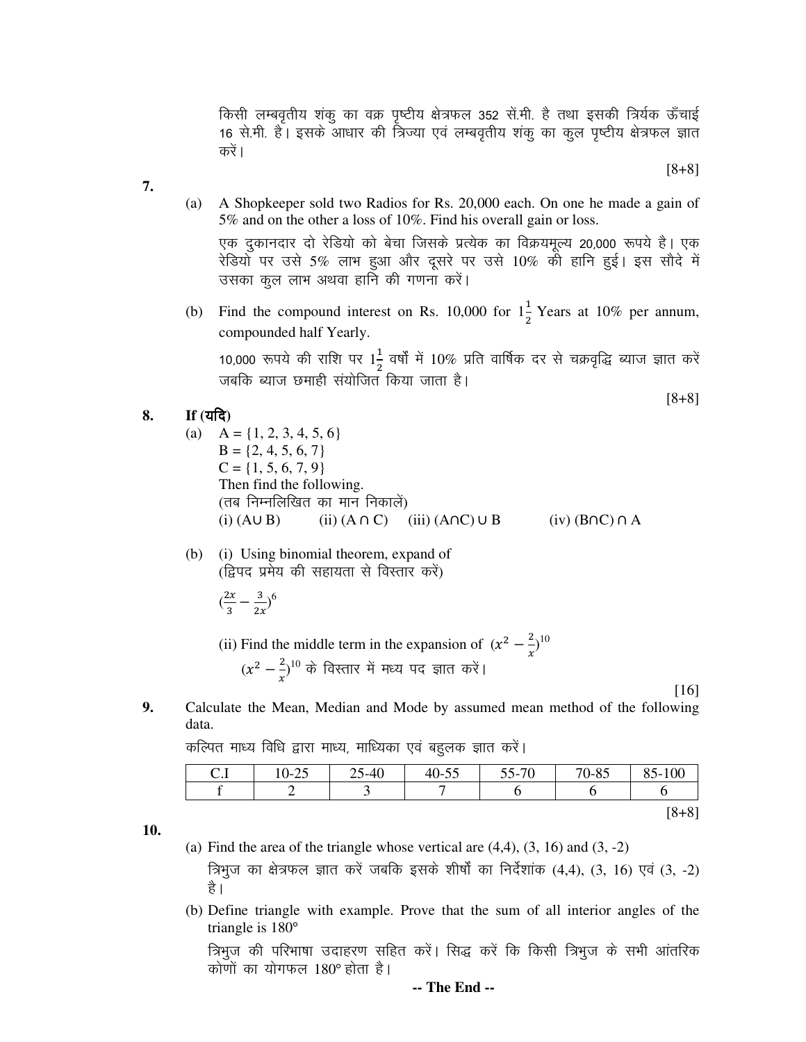किसी लम्बवृतीय शंकु का वक्र पृष्टीय क्षेत्रफल 352 सें.मी. है तथा इसकी त्रिर्यक ऊँचाई 16 से.मी. है। इसके आधार की त्रिज्या एवं लम्बवृतीय शंकु का कुल पृष्टीय क्षेत्रफल ज्ञात करें।

[8+8]

**7.**

(a) A Shopkeeper sold two Radios for Rs. 20,000 each. On one he made a gain of 5% and on the other a loss of 10%. Find his overall gain or loss.

एक दुकानदार दो रेडियो को बेचा जिसके प्रत्येक का विक्रयमूल्य 20,000 रूपये है। एक रेडियो पर उसे 5% लाभ हुआ और दूसरे पर उसे 10% की हानि हुई। इस सौदे में उसका कुल लाभ अथवा हानि की गणना करें।

(b) Find the compound interest on Rs. 10,000 for $1\frac{1}{2}$ Years at 10% per annum, compounded half Yearly.

10,000 रूपये की राशि पर $1\frac{1}{2}$ वर्षों में 10% प्रति वार्षिक दर से चक्रवृद्धि ब्याज ज्ञात करें जबकि ब्याज छमाही संयोजित किया जाता है।

[8+8]

**8. If (यदि)**

(a) A = {1, 2, 3, 4, 5, 6}
B = {2, 4, 5, 6, 7}
C = {1, 5, 6, 7, 9}
Then find the following.
(तब निम्नलिखित का मान निकालें)
(i) $(A \cup B)$ (ii) $(A \cap C)$ (iii) $(A \cap C) \cup B$ (iv) $(B \cap C) \cap A$

(b) (i) Using binomial theorem, expand of
(द्विपद प्रमेय की सहायता से विस्तार करें)

$$\left(\frac{2x}{3} - \frac{3}{2x}\right)^6$$

(ii) Find the middle term in the expansion of $\left(x^2 - \frac{2}{x}\right)^{10}$

$\left(x^2 - \frac{2}{x}\right)^{10}$ के विस्तार में मध्य पद ज्ञात करें।

[16]

**9.** Calculate the Mean, Median and Mode by assumed mean method of the following data.

कल्पित माध्य विधि द्वारा माध्य, माध्यिका एवं बहुलक ज्ञात करें।

| C.I | 10-25 | 25-40 | 40-55 | 55-70 | 70-85 | 85-100 |
|---|---|---|---|---|---|---|
| f | 2 | 3 | 7 | 6 | 6 | 6 |

[8+8]

**10.**

(a) Find the area of the triangle whose vertical are (4,4), (3, 16) and (3, -2)

त्रिभुज का क्षेत्रफल ज्ञात करें जबकि इसके शीर्षों का निर्देशांक (4,4), (3, 16) एवं (3, -2) है।

(b) Define triangle with example. Prove that the sum of all interior angles of the triangle is 180°

त्रिभुज की परिभाषा उदाहरण सहित करें। सिद्ध करें कि किसी त्रिभुज के सभी आंतरिक कोणों का योगफल 180° होता है।

**-- The End --**